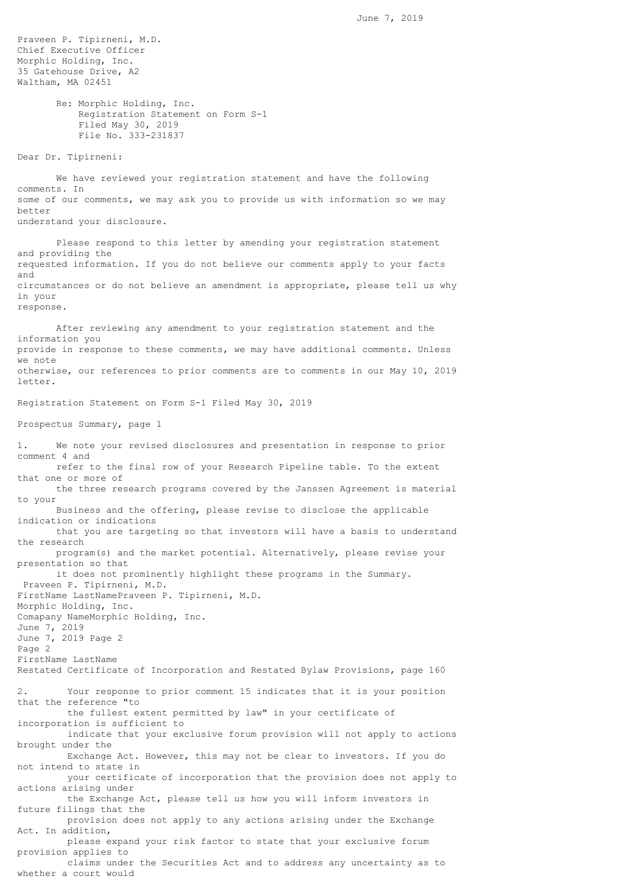June 7, 2019

Praveen P. Tipirneni, M.D.
Chief Executive Officer
Morphic Holding, Inc.
35 Gatehouse Drive, A2
Waltham, MA 02451

Re: Morphic Holding, Inc.
Registration Statement on Form S-1
Filed May 30, 2019
File No. 333-231837

Dear Dr. Tipirneni:

We have reviewed your registration statement and have the following comments. In some of our comments, we may ask you to provide us with information so we may better understand your disclosure.

Please respond to this letter by amending your registration statement and providing the requested information. If you do not believe our comments apply to your facts and circumstances or do not believe an amendment is appropriate, please tell us why in your response.

After reviewing any amendment to your registration statement and the information you provide in response to these comments, we may have additional comments. Unless we note otherwise, our references to prior comments are to comments in our May 10, 2019 letter.

Registration Statement on Form S-1 Filed May 30, 2019

Prospectus Summary, page 1

1. We note your revised disclosures and presentation in response to prior comment 4 and refer to the final row of your Research Pipeline table. To the extent that one or more of the three research programs covered by the Janssen Agreement is material to your Business and the offering, please revise to disclose the applicable indication or indications that you are targeting so that investors will have a basis to understand the research program(s) and the market potential. Alternatively, please revise your presentation so that it does not prominently highlight these programs in the Summary.

Restated Certificate of Incorporation and Restated Bylaw Provisions, page 160

2. Your response to prior comment 15 indicates that it is your position that the reference "to the fullest extent permitted by law" in your certificate of incorporation is sufficient to indicate that your exclusive forum provision will not apply to actions brought under the Exchange Act. However, this may not be clear to investors. If you do not intend to state in your certificate of incorporation that the provision does not apply to actions arising under the Exchange Act, please tell us how you will inform investors in future filings that the provision does not apply to any actions arising under the Exchange Act. In addition, please expand your risk factor to state that your exclusive forum provision applies to claims under the Securities Act and to address any uncertainty as to whether a court would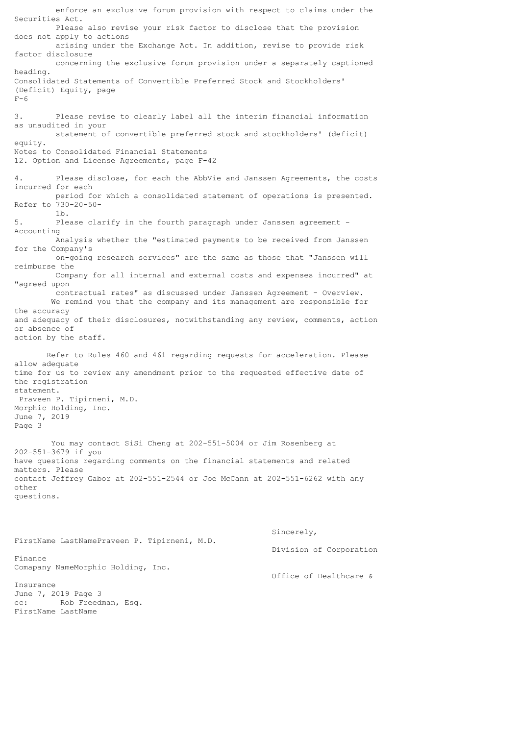enforce an exclusive forum provision with respect to claims under the Securities Act. Please also revise your risk factor to disclose that the provision does not apply to actions arising under the Exchange Act. In addition, revise to provide risk factor disclosure concerning the exclusive forum provision under a separately captioned heading.

Consolidated Statements of Convertible Preferred Stock and Stockholders' (Deficit) Equity, page F-6

3. Please revise to clearly label all the interim financial information as unaudited in your statement of convertible preferred stock and stockholders' (deficit) equity.

Notes to Consolidated Financial Statements
12. Option and License Agreements, page F-42

4. Please disclose, for each the AbbVie and Janssen Agreements, the costs incurred for each period for which a consolidated statement of operations is presented. Refer to 730-20-50-1b.

5. Please clarify in the fourth paragraph under Janssen agreement - Accounting Analysis whether the "estimated payments to be received from Janssen for the Company's on-going research services" are the same as those that "Janssen will reimburse the Company for all internal and external costs and expenses incurred" at "agreed upon contractual rates" as discussed under Janssen Agreement - Overview.

We remind you that the company and its management are responsible for the accuracy and adequacy of their disclosures, notwithstanding any review, comments, action or absence of action by the staff.

Refer to Rules 460 and 461 regarding requests for acceleration. Please allow adequate time for us to review any amendment prior to the requested effective date of the registration statement.

Praveen P. Tipirneni, M.D.
Morphic Holding, Inc.
June 7, 2019
Page 3

You may contact SiSi Cheng at 202-551-5004 or Jim Rosenberg at 202-551-3679 if you have questions regarding comments on the financial statements and related matters. Please contact Jeffrey Gabor at 202-551-2544 or Joe McCann at 202-551-6262 with any other questions.

Sincerely,

Division of Corporation Finance
Office of Healthcare & Insurance

cc: Rob Freedman, Esq.